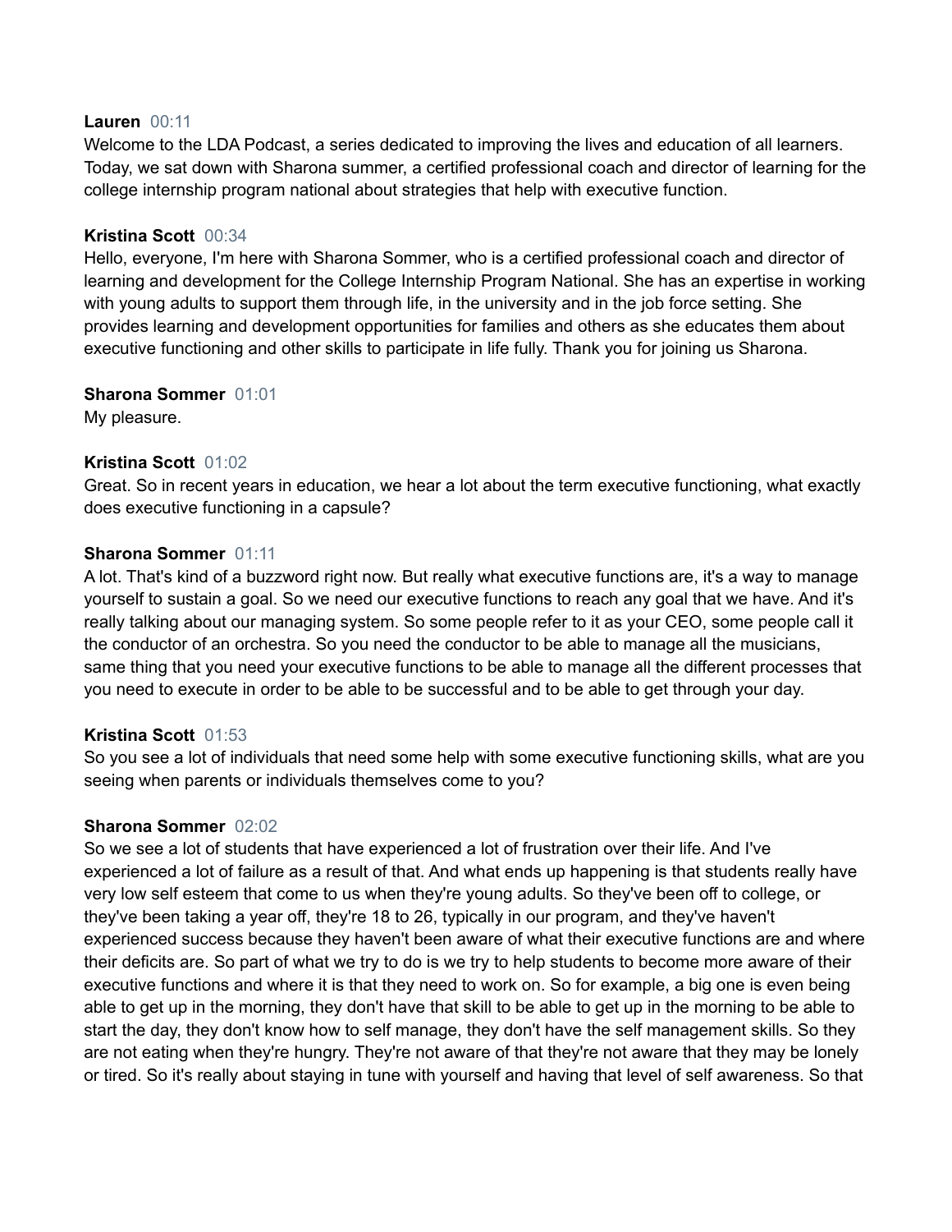**Lauren** 00:11
Welcome to the LDA Podcast, a series dedicated to improving the lives and education of all learners. Today, we sat down with Sharona summer, a certified professional coach and director of learning for the college internship program national about strategies that help with executive function.

**Kristina Scott** 00:34
Hello, everyone, I'm here with Sharona Sommer, who is a certified professional coach and director of learning and development for the College Internship Program National. She has an expertise in working with young adults to support them through life, in the university and in the job force setting. She provides learning and development opportunities for families and others as she educates them about executive functioning and other skills to participate in life fully. Thank you for joining us Sharona.

**Sharona Sommer** 01:01
My pleasure.

**Kristina Scott** 01:02
Great. So in recent years in education, we hear a lot about the term executive functioning, what exactly does executive functioning in a capsule?

**Sharona Sommer** 01:11
A lot. That's kind of a buzzword right now. But really what executive functions are, it's a way to manage yourself to sustain a goal. So we need our executive functions to reach any goal that we have. And it's really talking about our managing system. So some people refer to it as your CEO, some people call it the conductor of an orchestra. So you need the conductor to be able to manage all the musicians, same thing that you need your executive functions to be able to manage all the different processes that you need to execute in order to be able to be successful and to be able to get through your day.

**Kristina Scott** 01:53
So you see a lot of individuals that need some help with some executive functioning skills, what are you seeing when parents or individuals themselves come to you?

**Sharona Sommer** 02:02
So we see a lot of students that have experienced a lot of frustration over their life. And I've experienced a lot of failure as a result of that. And what ends up happening is that students really have very low self esteem that come to us when they're young adults. So they've been off to college, or they've been taking a year off, they're 18 to 26, typically in our program, and they've haven't experienced success because they haven't been aware of what their executive functions are and where their deficits are. So part of what we try to do is we try to help students to become more aware of their executive functions and where it is that they need to work on. So for example, a big one is even being able to get up in the morning, they don't have that skill to be able to get up in the morning to be able to start the day, they don't know how to self manage, they don't have the self management skills. So they are not eating when they're hungry. They're not aware of that they're not aware that they may be lonely or tired. So it's really about staying in tune with yourself and having that level of self awareness. So that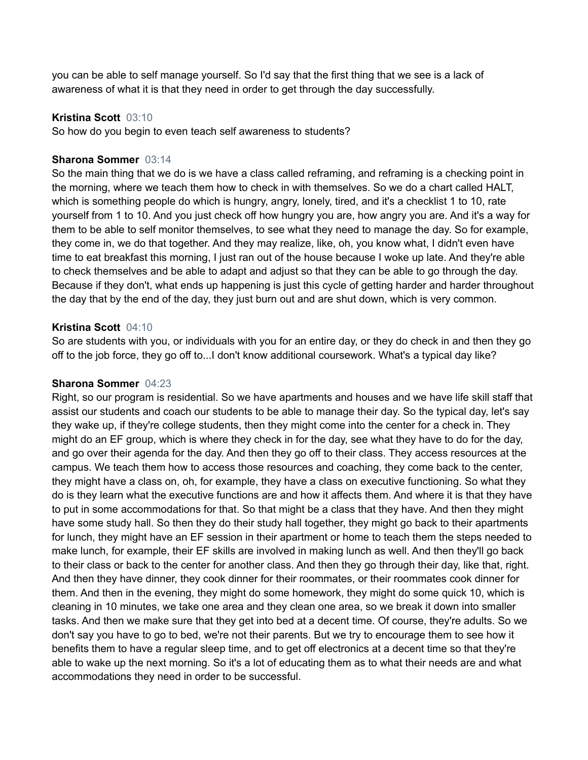you can be able to self manage yourself. So I'd say that the first thing that we see is a lack of awareness of what it is that they need in order to get through the day successfully.

**Kristina Scott** 03:10
So how do you begin to even teach self awareness to students?

**Sharona Sommer** 03:14
So the main thing that we do is we have a class called reframing, and reframing is a checking point in the morning, where we teach them how to check in with themselves. So we do a chart called HALT, which is something people do which is hungry, angry, lonely, tired, and it's a checklist 1 to 10, rate yourself from 1 to 10. And you just check off how hungry you are, how angry you are. And it's a way for them to be able to self monitor themselves, to see what they need to manage the day. So for example, they come in, we do that together. And they may realize, like, oh, you know what, I didn't even have time to eat breakfast this morning, I just ran out of the house because I woke up late. And they're able to check themselves and be able to adapt and adjust so that they can be able to go through the day. Because if they don't, what ends up happening is just this cycle of getting harder and harder throughout the day that by the end of the day, they just burn out and are shut down, which is very common.

**Kristina Scott** 04:10
So are students with you, or individuals with you for an entire day, or they do check in and then they go off to the job force, they go off to...I don't know additional coursework. What's a typical day like?

**Sharona Sommer** 04:23
Right, so our program is residential. So we have apartments and houses and we have life skill staff that assist our students and coach our students to be able to manage their day. So the typical day, let's say they wake up, if they're college students, then they might come into the center for a check in. They might do an EF group, which is where they check in for the day, see what they have to do for the day, and go over their agenda for the day. And then they go off to their class. They access resources at the campus. We teach them how to access those resources and coaching, they come back to the center, they might have a class on, oh, for example, they have a class on executive functioning. So what they do is they learn what the executive functions are and how it affects them. And where it is that they have to put in some accommodations for that. So that might be a class that they have. And then they might have some study hall. So then they do their study hall together, they might go back to their apartments for lunch, they might have an EF session in their apartment or home to teach them the steps needed to make lunch, for example, their EF skills are involved in making lunch as well. And then they'll go back to their class or back to the center for another class. And then they go through their day, like that, right. And then they have dinner, they cook dinner for their roommates, or their roommates cook dinner for them. And then in the evening, they might do some homework, they might do some quick 10, which is cleaning in 10 minutes, we take one area and they clean one area, so we break it down into smaller tasks. And then we make sure that they get into bed at a decent time. Of course, they're adults. So we don't say you have to go to bed, we're not their parents. But we try to encourage them to see how it benefits them to have a regular sleep time, and to get off electronics at a decent time so that they're able to wake up the next morning. So it's a lot of educating them as to what their needs are and what accommodations they need in order to be successful.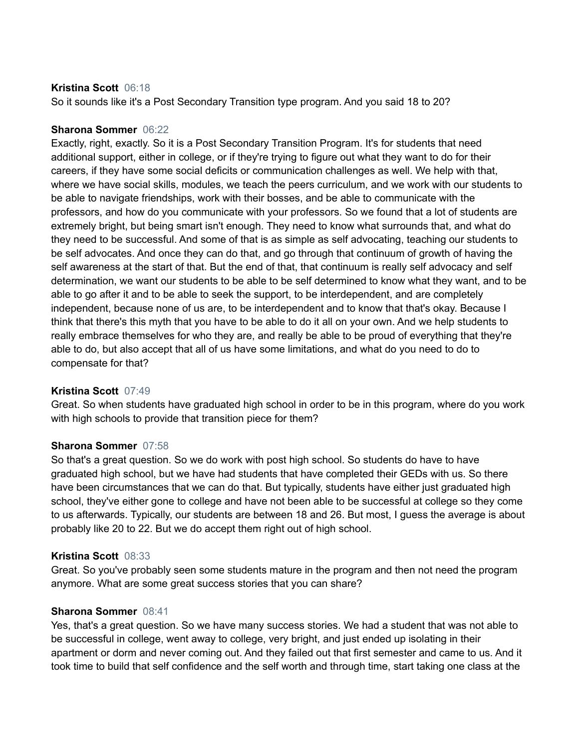**Kristina Scott** 06:18
So it sounds like it's a Post Secondary Transition type program. And you said 18 to 20?

**Sharona Sommer** 06:22
Exactly, right, exactly. So it is a Post Secondary Transition Program. It's for students that need additional support, either in college, or if they're trying to figure out what they want to do for their careers, if they have some social deficits or communication challenges as well. We help with that, where we have social skills, modules, we teach the peers curriculum, and we work with our students to be able to navigate friendships, work with their bosses, and be able to communicate with the professors, and how do you communicate with your professors. So we found that a lot of students are extremely bright, but being smart isn't enough. They need to know what surrounds that, and what do they need to be successful. And some of that is as simple as self advocating, teaching our students to be self advocates. And once they can do that, and go through that continuum of growth of having the self awareness at the start of that. But the end of that, that continuum is really self advocacy and self determination, we want our students to be able to be self determined to know what they want, and to be able to go after it and to be able to seek the support, to be interdependent, and are completely independent, because none of us are, to be interdependent and to know that that's okay. Because I think that there's this myth that you have to be able to do it all on your own. And we help students to really embrace themselves for who they are, and really be able to be proud of everything that they're able to do, but also accept that all of us have some limitations, and what do you need to do to compensate for that?

**Kristina Scott** 07:49
Great. So when students have graduated high school in order to be in this program, where do you work with high schools to provide that transition piece for them?

**Sharona Sommer** 07:58
So that's a great question. So we do work with post high school. So students do have to have graduated high school, but we have had students that have completed their GEDs with us. So there have been circumstances that we can do that. But typically, students have either just graduated high school, they've either gone to college and have not been able to be successful at college so they come to us afterwards. Typically, our students are between 18 and 26. But most, I guess the average is about probably like 20 to 22. But we do accept them right out of high school.

**Kristina Scott** 08:33
Great. So you've probably seen some students mature in the program and then not need the program anymore. What are some great success stories that you can share?

**Sharona Sommer** 08:41
Yes, that's a great question. So we have many success stories. We had a student that was not able to be successful in college, went away to college, very bright, and just ended up isolating in their apartment or dorm and never coming out. And they failed out that first semester and came to us. And it took time to build that self confidence and the self worth and through time, start taking one class at the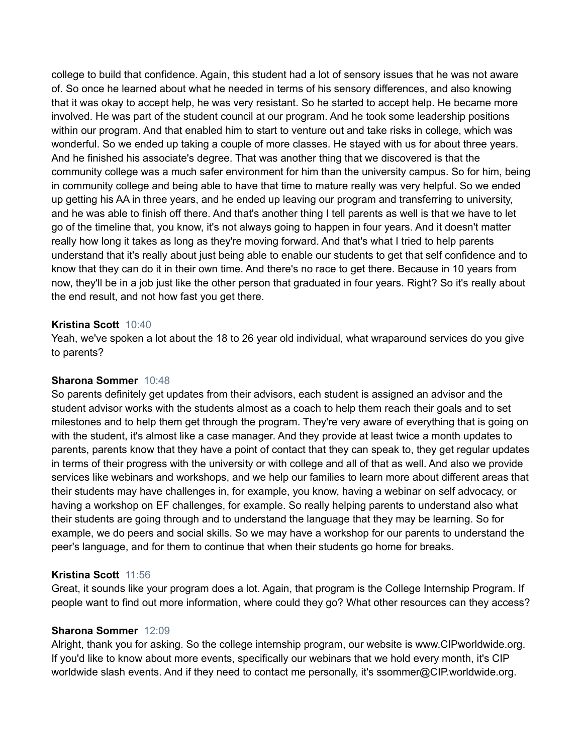college to build that confidence. Again, this student had a lot of sensory issues that he was not aware of. So once he learned about what he needed in terms of his sensory differences, and also knowing that it was okay to accept help, he was very resistant. So he started to accept help. He became more involved. He was part of the student council at our program. And he took some leadership positions within our program. And that enabled him to start to venture out and take risks in college, which was wonderful. So we ended up taking a couple of more classes. He stayed with us for about three years. And he finished his associate's degree. That was another thing that we discovered is that the community college was a much safer environment for him than the university campus. So for him, being in community college and being able to have that time to mature really was very helpful. So we ended up getting his AA in three years, and he ended up leaving our program and transferring to university, and he was able to finish off there. And that's another thing I tell parents as well is that we have to let go of the timeline that, you know, it's not always going to happen in four years. And it doesn't matter really how long it takes as long as they're moving forward. And that's what I tried to help parents understand that it's really about just being able to enable our students to get that self confidence and to know that they can do it in their own time. And there's no race to get there. Because in 10 years from now, they'll be in a job just like the other person that graduated in four years. Right? So it's really about the end result, and not how fast you get there.

**Kristina Scott** 10:40
Yeah, we've spoken a lot about the 18 to 26 year old individual, what wraparound services do you give to parents?

**Sharona Sommer** 10:48
So parents definitely get updates from their advisors, each student is assigned an advisor and the student advisor works with the students almost as a coach to help them reach their goals and to set milestones and to help them get through the program. They're very aware of everything that is going on with the student, it's almost like a case manager. And they provide at least twice a month updates to parents, parents know that they have a point of contact that they can speak to, they get regular updates in terms of their progress with the university or with college and all of that as well. And also we provide services like webinars and workshops, and we help our families to learn more about different areas that their students may have challenges in, for example, you know, having a webinar on self advocacy, or having a workshop on EF challenges, for example. So really helping parents to understand also what their students are going through and to understand the language that they may be learning. So for example, we do peers and social skills. So we may have a workshop for our parents to understand the peer's language, and for them to continue that when their students go home for breaks.

**Kristina Scott** 11:56
Great, it sounds like your program does a lot. Again, that program is the College Internship Program. If people want to find out more information, where could they go? What other resources can they access?

**Sharona Sommer** 12:09
Alright, thank you for asking. So the college internship program, our website is www.CIPworldwide.org. If you'd like to know about more events, specifically our webinars that we hold every month, it's CIP worldwide slash events. And if they need to contact me personally, it's ssommer@CIP.worldwide.org.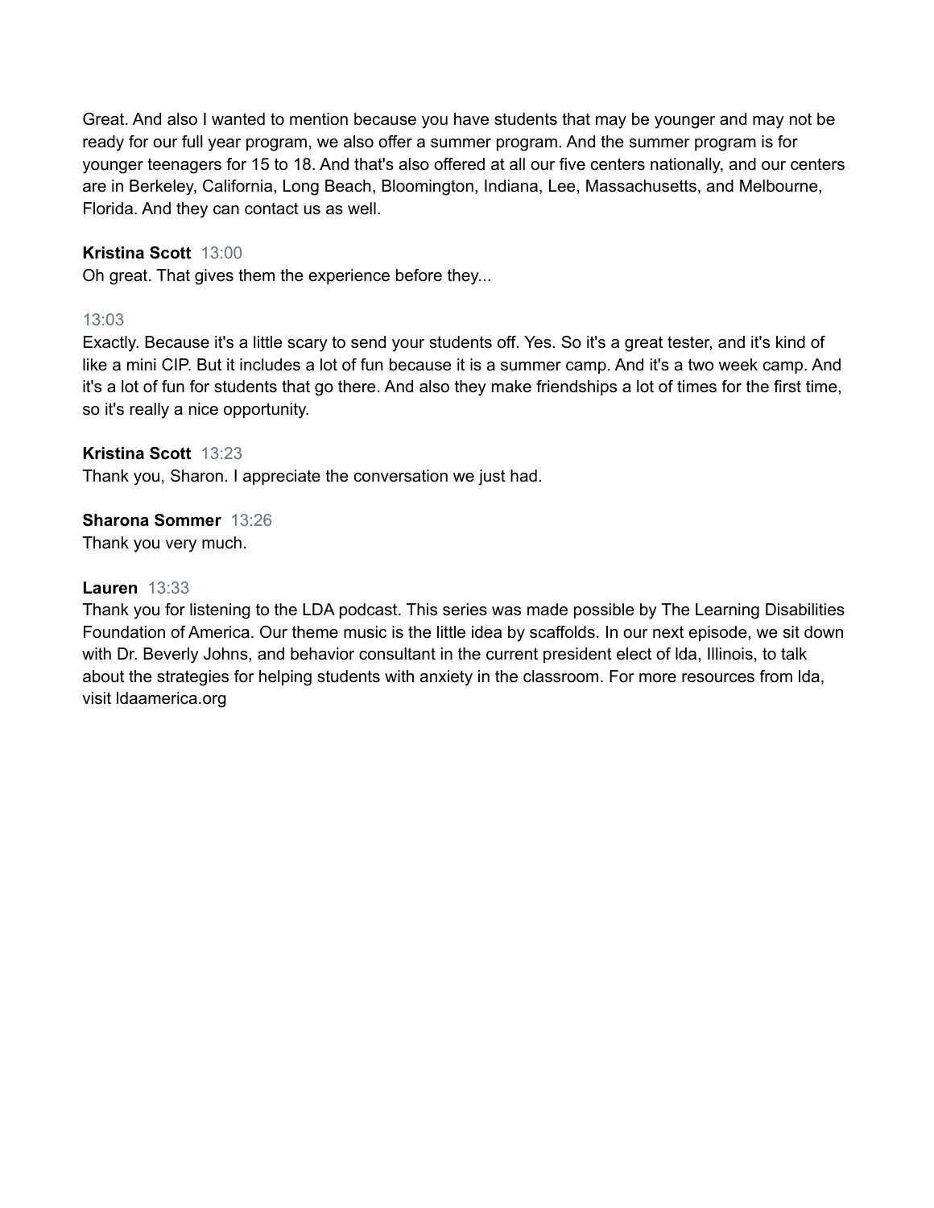Great. And also I wanted to mention because you have students that may be younger and may not be ready for our full year program, we also offer a summer program. And the summer program is for younger teenagers for 15 to 18. And that's also offered at all our five centers nationally, and our centers are in Berkeley, California, Long Beach, Bloomington, Indiana, Lee, Massachusetts, and Melbourne, Florida. And they can contact us as well.

**Kristina Scott** 13:00
Oh great. That gives them the experience before they...

13:03
Exactly. Because it's a little scary to send your students off. Yes. So it's a great tester, and it's kind of like a mini CIP. But it includes a lot of fun because it is a summer camp. And it's a two week camp. And it's a lot of fun for students that go there. And also they make friendships a lot of times for the first time, so it's really a nice opportunity.

**Kristina Scott** 13:23
Thank you, Sharon. I appreciate the conversation we just had.

**Sharona Sommer** 13:26
Thank you very much.

**Lauren** 13:33
Thank you for listening to the LDA podcast. This series was made possible by The Learning Disabilities Foundation of America. Our theme music is the little idea by scaffolds. In our next episode, we sit down with Dr. Beverly Johns, and behavior consultant in the current president elect of lda, Illinois, to talk about the strategies for helping students with anxiety in the classroom. For more resources from lda, visit ldaamerica.org